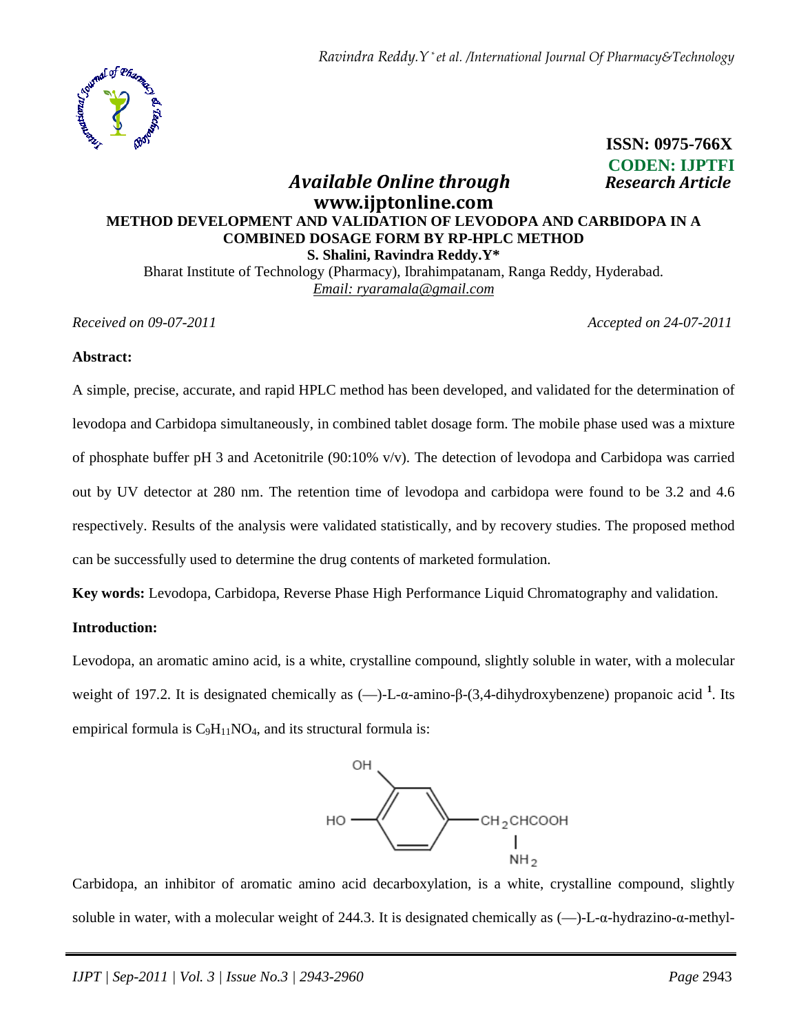ISSN: 0975-766X
CODEN: IJPTFI

*Available Online through* *Research Article*

**www.ijptonline.com**

# METHOD DEVELOPMENT AND VALIDATION OF LEVODOPA AND CARBIDOPA IN A COMBINED DOSAGE FORM BY RP-HPLC METHOD

**S. Shalini, Ravindra Reddy.Y***

Bharat Institute of Technology (Pharmacy), Ibrahimpatanam, Ranga Reddy, Hyderabad.

*Email: ryaramala@gmail.com*

*Received on 09-07-2011* *Accepted on 24-07-2011*

**Abstract:**

A simple, precise, accurate, and rapid HPLC method has been developed, and validated for the determination of levodopa and Carbidopa simultaneously, in combined tablet dosage form. The mobile phase used was a mixture of phosphate buffer pH 3 and Acetonitrile (90:10% v/v). The detection of levodopa and Carbidopa was carried out by UV detector at 280 nm. The retention time of levodopa and carbidopa were found to be 3.2 and 4.6 respectively. Results of the analysis were validated statistically, and by recovery studies. The proposed method can be successfully used to determine the drug contents of marketed formulation.

**Key words:** Levodopa, Carbidopa, Reverse Phase High Performance Liquid Chromatography and validation.

**Introduction:**

Levodopa, an aromatic amino acid, is a white, crystalline compound, slightly soluble in water, with a molecular weight of 197.2. It is designated chemically as (—)-L-α-amino-β-(3,4-dihydroxybenzene) propanoic acid [1]. Its empirical formula is $C_9H_{11}NO_4$, and its structural formula is:

Carbidopa, an inhibitor of aromatic amino acid decarboxylation, is a white, crystalline compound, slightly soluble in water, with a molecular weight of 244.3. It is designated chemically as (—)-L-α-hydrazino-α-methyl-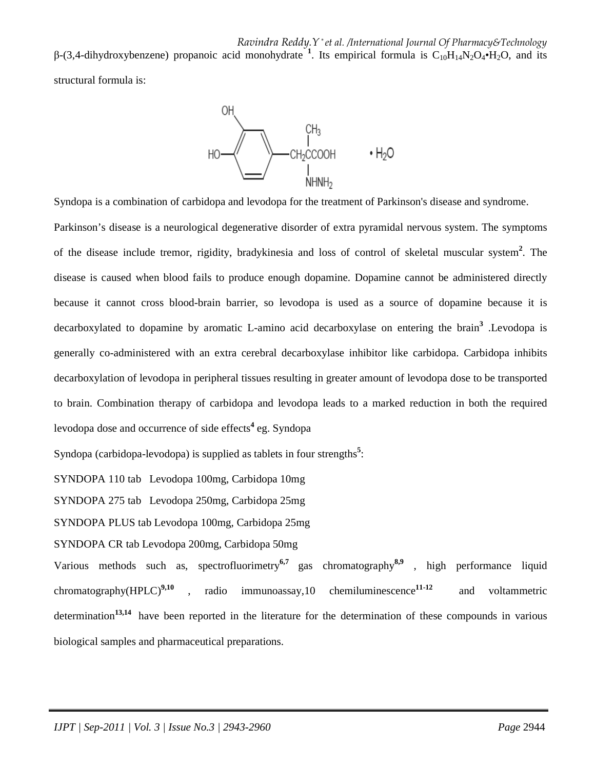β-(3,4-dihydroxybenzene) propanoic acid monohydrate [1]. Its empirical formula is $C_{10}H_{14}N_2O_4{\bullet}H_2O$, and its structural formula is:

Syndopa is a combination of carbidopa and levodopa for the treatment of Parkinson's disease and syndrome.

Parkinson's disease is a neurological degenerative disorder of extra pyramidal nervous system. The symptoms of the disease include tremor, rigidity, bradykinesia and loss of control of skeletal muscular system[2]. The disease is caused when blood fails to produce enough dopamine. Dopamine cannot be administered directly because it cannot cross blood-brain barrier, so levodopa is used as a source of dopamine because it is decarboxylated to dopamine by aromatic L-amino acid decarboxylase on entering the brain[3] .Levodopa is generally co-administered with an extra cerebral decarboxylase inhibitor like carbidopa. Carbidopa inhibits decarboxylation of levodopa in peripheral tissues resulting in greater amount of levodopa dose to be transported to brain. Combination therapy of carbidopa and levodopa leads to a marked reduction in both the required levodopa dose and occurrence of side effects[4] eg. Syndopa

Syndopa (carbidopa-levodopa) is supplied as tablets in four strengths[5]:

SYNDOPA 110 tab Levodopa 100mg, Carbidopa 10mg

SYNDOPA 275 tab Levodopa 250mg, Carbidopa 25mg

SYNDOPA PLUS tab Levodopa 100mg, Carbidopa 25mg

SYNDOPA CR tab Levodopa 200mg, Carbidopa 50mg

Various methods such as, spectrofluorimetry[6,7] gas chromatography[8,9] , high performance liquid chromatography(HPLC)[9,10] , radio immunoassay,10 chemiluminescence[11-12] and voltammetric determination[13,14] have been reported in the literature for the determination of these compounds in various biological samples and pharmaceutical preparations.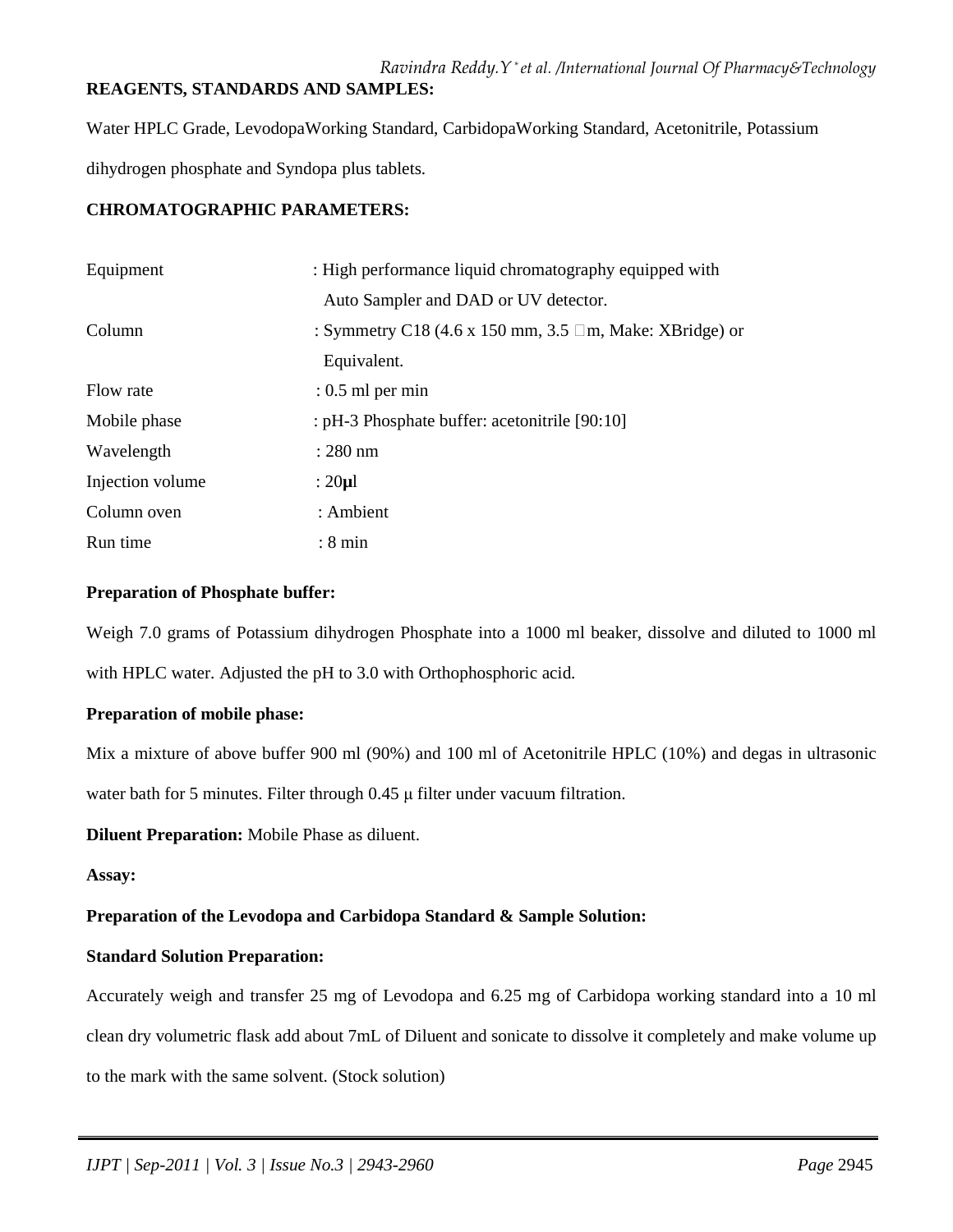**REAGENTS, STANDARDS AND SAMPLES:**

Water HPLC Grade, LevodopaWorking Standard, CarbidopaWorking Standard, Acetonitrile, Potassium dihydrogen phosphate and Syndopa plus tablets.

**CHROMATOGRAPHIC PARAMETERS:**

| | |
|---|---|
| Equipment | : High performance liquid chromatography equipped with Auto Sampler and DAD or UV detector. |
| Column | : Symmetry C18 (4.6 x 150 mm, 3.5 m, Make: XBridge) or Equivalent. |
| Flow rate | : 0.5 ml per min |
| Mobile phase | : pH-3 Phosphate buffer: acetonitrile [90:10] |
| Wavelength | : 280 nm |
| Injection volume | : 20**µ**l |
| Column oven | : Ambient |
| Run time | : 8 min |

**Preparation of Phosphate buffer:**

Weigh 7.0 grams of Potassium dihydrogen Phosphate into a 1000 ml beaker, dissolve and diluted to 1000 ml with HPLC water. Adjusted the pH to 3.0 with Orthophosphoric acid.

**Preparation of mobile phase:**

Mix a mixture of above buffer 900 ml (90%) and 100 ml of Acetonitrile HPLC (10%) and degas in ultrasonic water bath for 5 minutes. Filter through 0.45 µ filter under vacuum filtration.

**Diluent Preparation:** Mobile Phase as diluent.

**Assay:**

**Preparation of the Levodopa and Carbidopa Standard & Sample Solution:**

**Standard Solution Preparation:**

Accurately weigh and transfer 25 mg of Levodopa and 6.25 mg of Carbidopa working standard into a 10 ml clean dry volumetric flask add about 7mL of Diluent and sonicate to dissolve it completely and make volume up to the mark with the same solvent. (Stock solution)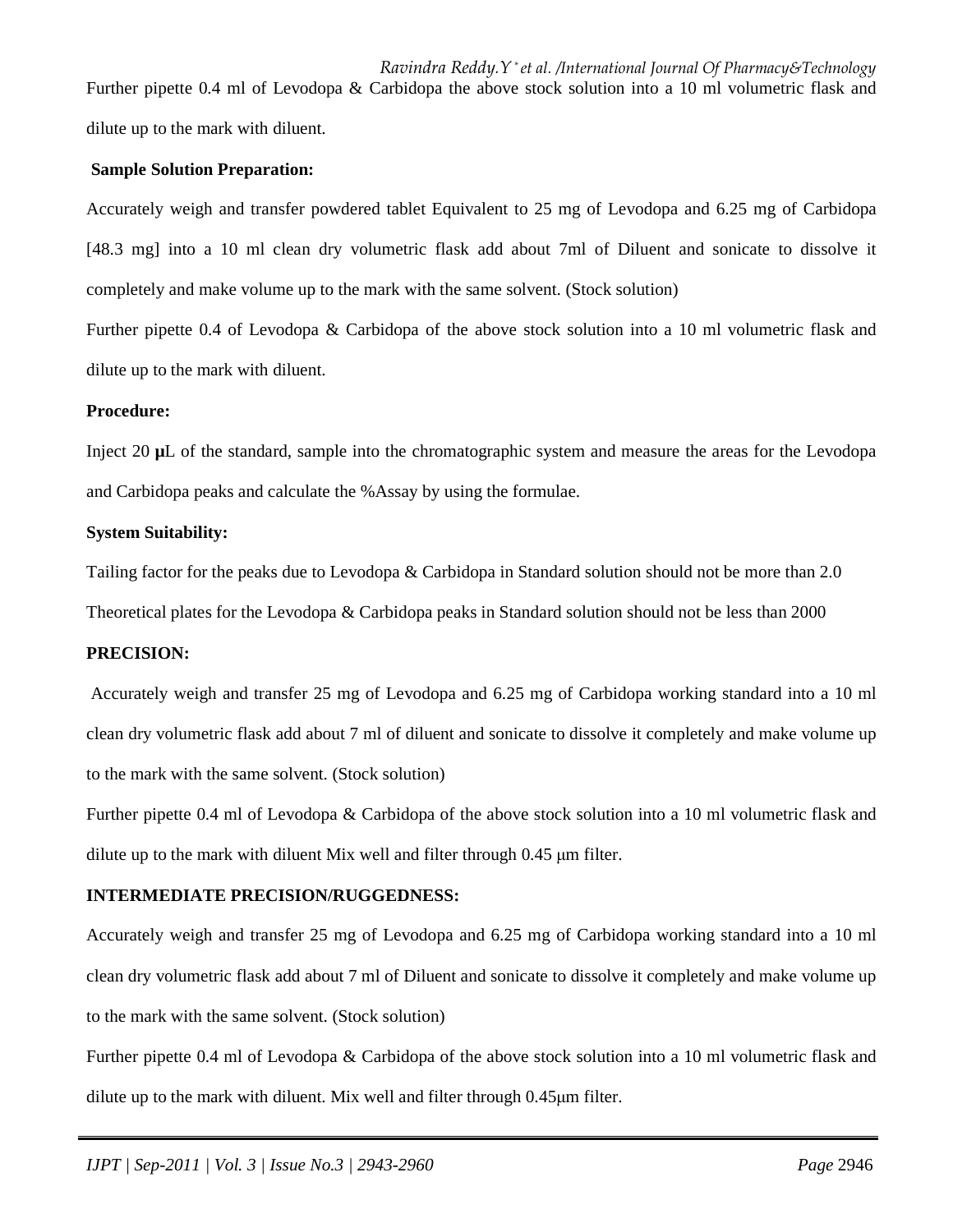Further pipette 0.4 ml of Levodopa & Carbidopa the above stock solution into a 10 ml volumetric flask and dilute up to the mark with diluent.

**Sample Solution Preparation:**

Accurately weigh and transfer powdered tablet Equivalent to 25 mg of Levodopa and 6.25 mg of Carbidopa [48.3 mg] into a 10 ml clean dry volumetric flask add about 7ml of Diluent and sonicate to dissolve it completely and make volume up to the mark with the same solvent. (Stock solution)

Further pipette 0.4 of Levodopa & Carbidopa of the above stock solution into a 10 ml volumetric flask and dilute up to the mark with diluent.

**Procedure:**

Inject 20 **µ**L of the standard, sample into the chromatographic system and measure the areas for the Levodopa and Carbidopa peaks and calculate the %Assay by using the formulae.

**System Suitability:**

Tailing factor for the peaks due to Levodopa & Carbidopa in Standard solution should not be more than 2.0

Theoretical plates for the Levodopa & Carbidopa peaks in Standard solution should not be less than 2000

**PRECISION:**

Accurately weigh and transfer 25 mg of Levodopa and 6.25 mg of Carbidopa working standard into a 10 ml clean dry volumetric flask add about 7 ml of diluent and sonicate to dissolve it completely and make volume up to the mark with the same solvent. (Stock solution)

Further pipette 0.4 ml of Levodopa & Carbidopa of the above stock solution into a 10 ml volumetric flask and dilute up to the mark with diluent Mix well and filter through 0.45 µm filter.

**INTERMEDIATE PRECISION/RUGGEDNESS:**

Accurately weigh and transfer 25 mg of Levodopa and 6.25 mg of Carbidopa working standard into a 10 ml clean dry volumetric flask add about 7 ml of Diluent and sonicate to dissolve it completely and make volume up to the mark with the same solvent. (Stock solution)

Further pipette 0.4 ml of Levodopa & Carbidopa of the above stock solution into a 10 ml volumetric flask and dilute up to the mark with diluent. Mix well and filter through 0.45µm filter.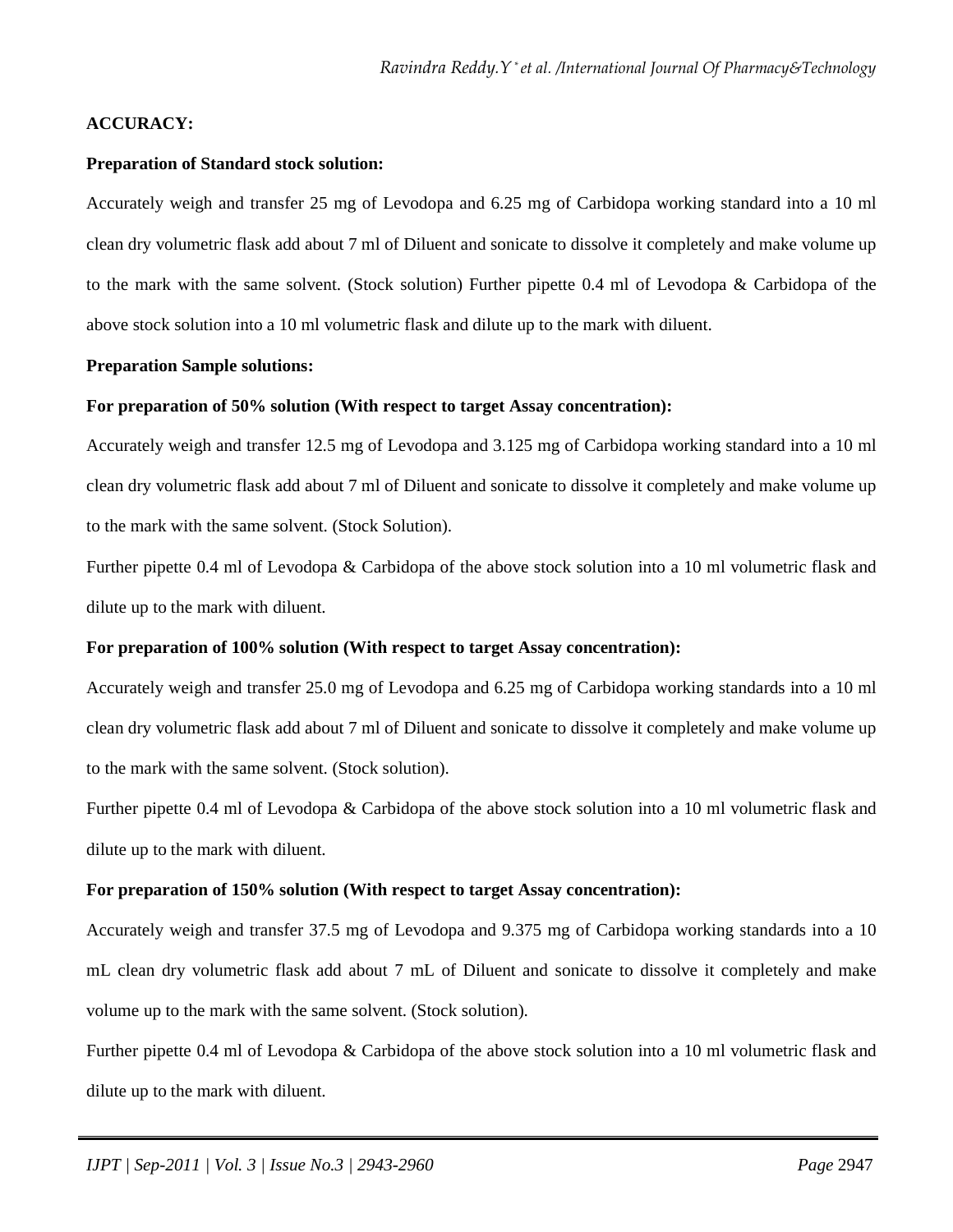**ACCURACY:**

**Preparation of Standard stock solution:**

Accurately weigh and transfer 25 mg of Levodopa and 6.25 mg of Carbidopa working standard into a 10 ml clean dry volumetric flask add about 7 ml of Diluent and sonicate to dissolve it completely and make volume up to the mark with the same solvent. (Stock solution) Further pipette 0.4 ml of Levodopa & Carbidopa of the above stock solution into a 10 ml volumetric flask and dilute up to the mark with diluent.

**Preparation Sample solutions:**

**For preparation of 50% solution (With respect to target Assay concentration):**

Accurately weigh and transfer 12.5 mg of Levodopa and 3.125 mg of Carbidopa working standard into a 10 ml clean dry volumetric flask add about 7 ml of Diluent and sonicate to dissolve it completely and make volume up to the mark with the same solvent. (Stock Solution).

Further pipette 0.4 ml of Levodopa & Carbidopa of the above stock solution into a 10 ml volumetric flask and dilute up to the mark with diluent.

**For preparation of 100% solution (With respect to target Assay concentration):**

Accurately weigh and transfer 25.0 mg of Levodopa and 6.25 mg of Carbidopa working standards into a 10 ml clean dry volumetric flask add about 7 ml of Diluent and sonicate to dissolve it completely and make volume up to the mark with the same solvent. (Stock solution).

Further pipette 0.4 ml of Levodopa & Carbidopa of the above stock solution into a 10 ml volumetric flask and dilute up to the mark with diluent.

**For preparation of 150% solution (With respect to target Assay concentration):**

Accurately weigh and transfer 37.5 mg of Levodopa and 9.375 mg of Carbidopa working standards into a 10 mL clean dry volumetric flask add about 7 mL of Diluent and sonicate to dissolve it completely and make volume up to the mark with the same solvent. (Stock solution).

Further pipette 0.4 ml of Levodopa & Carbidopa of the above stock solution into a 10 ml volumetric flask and dilute up to the mark with diluent.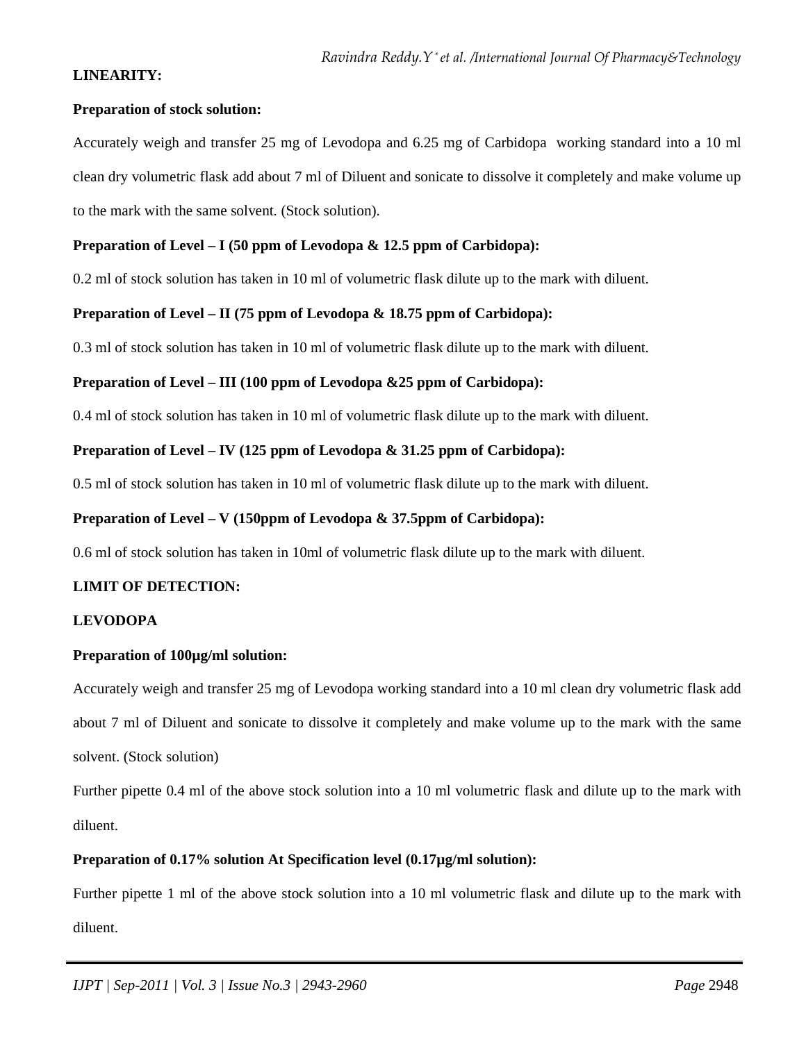**LINEARITY:**

**Preparation of stock solution:**

Accurately weigh and transfer 25 mg of Levodopa and 6.25 mg of Carbidopa working standard into a 10 ml clean dry volumetric flask add about 7 ml of Diluent and sonicate to dissolve it completely and make volume up to the mark with the same solvent. (Stock solution).

**Preparation of Level – I (50 ppm of Levodopa & 12.5 ppm of Carbidopa):**

0.2 ml of stock solution has taken in 10 ml of volumetric flask dilute up to the mark with diluent.

**Preparation of Level – II (75 ppm of Levodopa & 18.75 ppm of Carbidopa):**

0.3 ml of stock solution has taken in 10 ml of volumetric flask dilute up to the mark with diluent.

**Preparation of Level – III (100 ppm of Levodopa &25 ppm of Carbidopa):**

0.4 ml of stock solution has taken in 10 ml of volumetric flask dilute up to the mark with diluent.

**Preparation of Level – IV (125 ppm of Levodopa & 31.25 ppm of Carbidopa):**

0.5 ml of stock solution has taken in 10 ml of volumetric flask dilute up to the mark with diluent.

**Preparation of Level – V (150ppm of Levodopa & 37.5ppm of Carbidopa):**

0.6 ml of stock solution has taken in 10ml of volumetric flask dilute up to the mark with diluent.

**LIMIT OF DETECTION:**

**LEVODOPA**

**Preparation of 100µg/ml solution:**

Accurately weigh and transfer 25 mg of Levodopa working standard into a 10 ml clean dry volumetric flask add about 7 ml of Diluent and sonicate to dissolve it completely and make volume up to the mark with the same solvent. (Stock solution)

Further pipette 0.4 ml of the above stock solution into a 10 ml volumetric flask and dilute up to the mark with diluent.

**Preparation of 0.17% solution At Specification level (0.17µg/ml solution):**

Further pipette 1 ml of the above stock solution into a 10 ml volumetric flask and dilute up to the mark with diluent.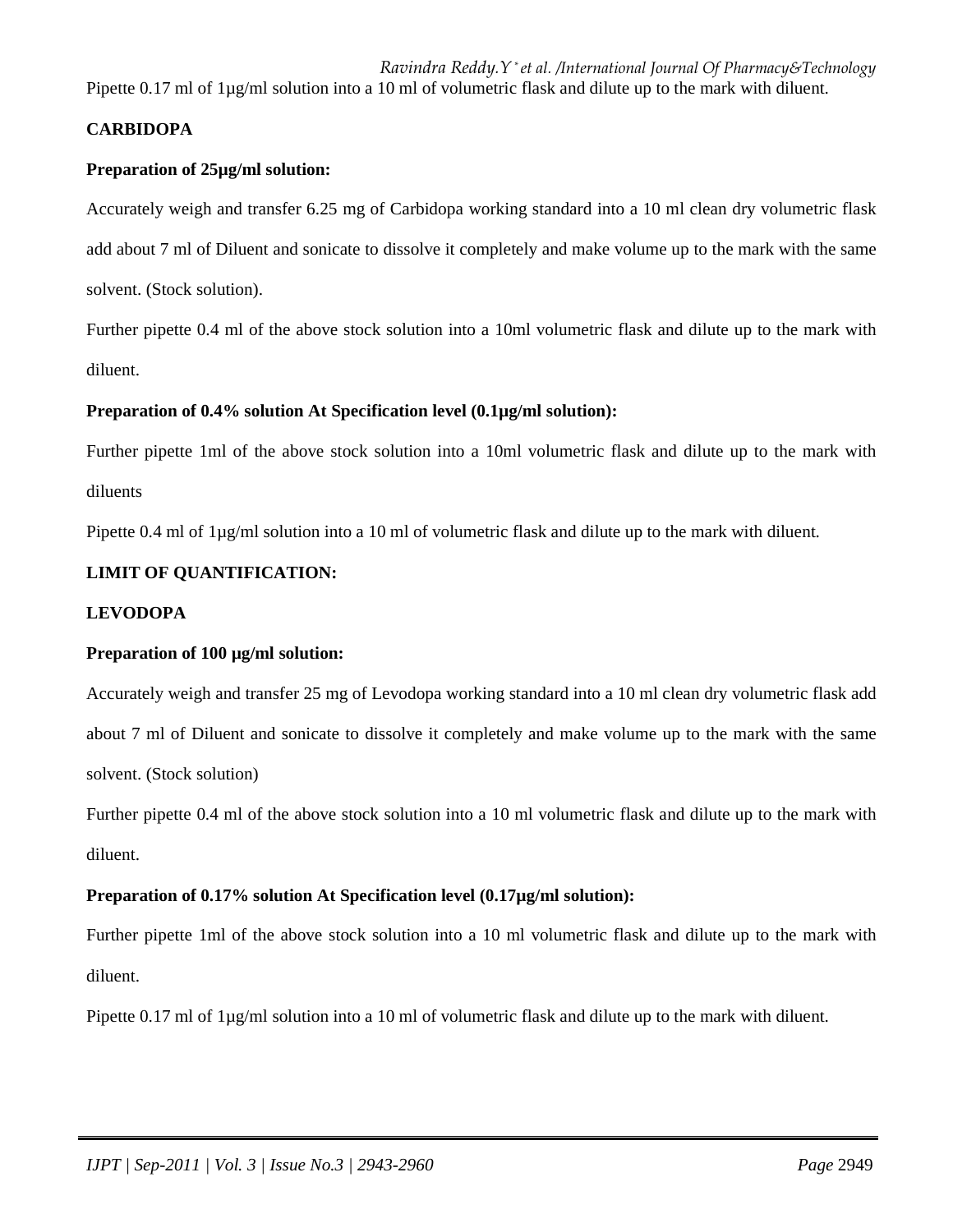Pipette 0.17 ml of 1µg/ml solution into a 10 ml of volumetric flask and dilute up to the mark with diluent.

**CARBIDOPA**

**Preparation of 25µg/ml solution:**

Accurately weigh and transfer 6.25 mg of Carbidopa working standard into a 10 ml clean dry volumetric flask add about 7 ml of Diluent and sonicate to dissolve it completely and make volume up to the mark with the same solvent. (Stock solution).

Further pipette 0.4 ml of the above stock solution into a 10ml volumetric flask and dilute up to the mark with diluent.

**Preparation of 0.4% solution At Specification level (0.1µg/ml solution):**

Further pipette 1ml of the above stock solution into a 10ml volumetric flask and dilute up to the mark with diluents

Pipette 0.4 ml of 1µg/ml solution into a 10 ml of volumetric flask and dilute up to the mark with diluent.

**LIMIT OF QUANTIFICATION:**

**LEVODOPA**

**Preparation of 100 µg/ml solution:**

Accurately weigh and transfer 25 mg of Levodopa working standard into a 10 ml clean dry volumetric flask add about 7 ml of Diluent and sonicate to dissolve it completely and make volume up to the mark with the same solvent. (Stock solution)

Further pipette 0.4 ml of the above stock solution into a 10 ml volumetric flask and dilute up to the mark with diluent.

**Preparation of 0.17% solution At Specification level (0.17µg/ml solution):**

Further pipette 1ml of the above stock solution into a 10 ml volumetric flask and dilute up to the mark with diluent.

Pipette 0.17 ml of 1µg/ml solution into a 10 ml of volumetric flask and dilute up to the mark with diluent.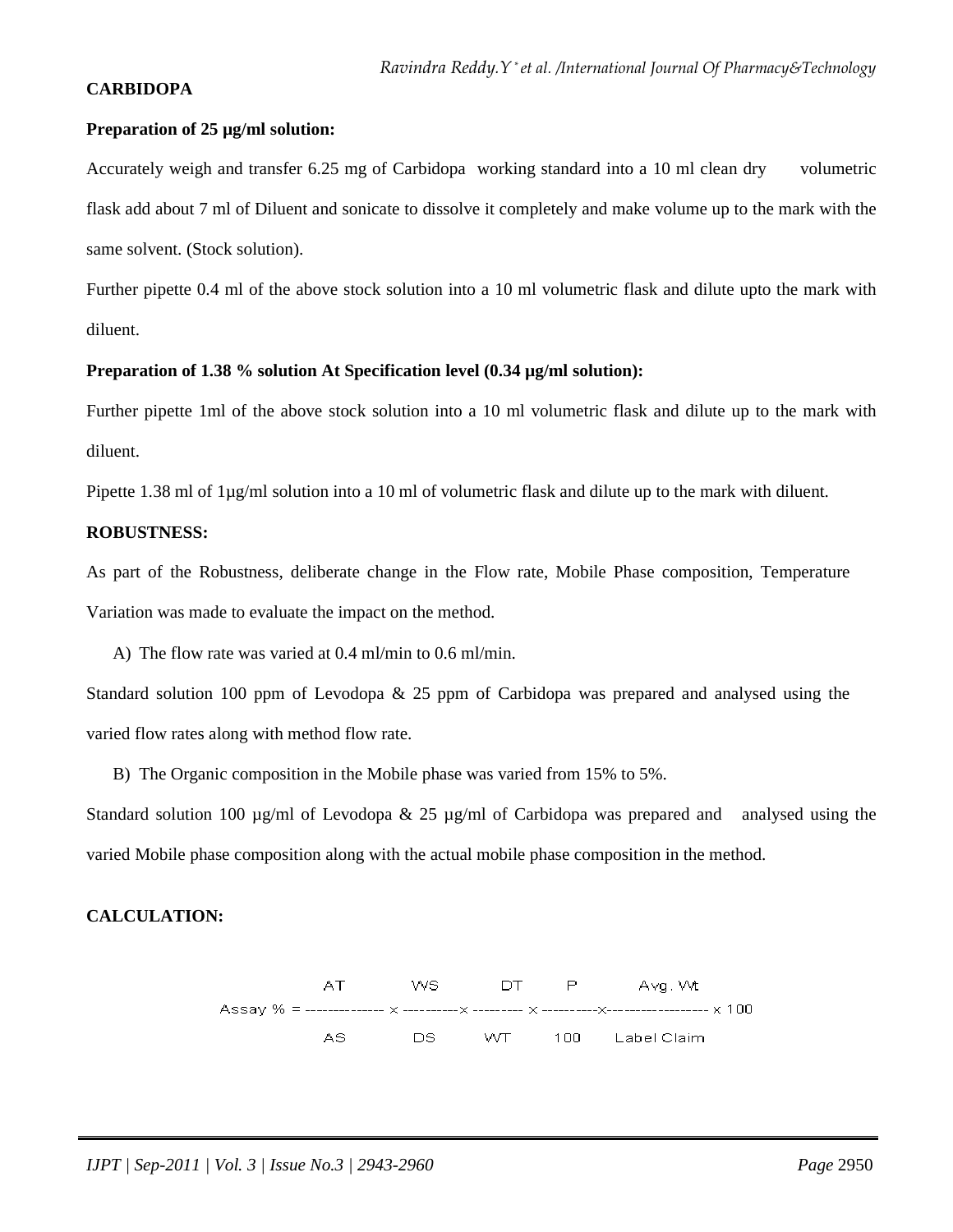**CARBIDOPA**

**Preparation of 25 µg/ml solution:**

Accurately weigh and transfer 6.25 mg of Carbidopa working standard into a 10 ml clean dry volumetric flask add about 7 ml of Diluent and sonicate to dissolve it completely and make volume up to the mark with the same solvent. (Stock solution).

Further pipette 0.4 ml of the above stock solution into a 10 ml volumetric flask and dilute upto the mark with diluent.

**Preparation of 1.38 % solution At Specification level (0.34 µg/ml solution):**

Further pipette 1ml of the above stock solution into a 10 ml volumetric flask and dilute up to the mark with diluent.

Pipette 1.38 ml of 1µg/ml solution into a 10 ml of volumetric flask and dilute up to the mark with diluent.

**ROBUSTNESS:**

As part of the Robustness, deliberate change in the Flow rate, Mobile Phase composition, Temperature Variation was made to evaluate the impact on the method.

A) The flow rate was varied at 0.4 ml/min to 0.6 ml/min.

Standard solution 100 ppm of Levodopa & 25 ppm of Carbidopa was prepared and analysed using the varied flow rates along with method flow rate.

B) The Organic composition in the Mobile phase was varied from 15% to 5%.

Standard solution 100 µg/ml of Levodopa & 25 µg/ml of Carbidopa was prepared and analysed using the varied Mobile phase composition along with the actual mobile phase composition in the method.

**CALCULATION:**

$$\text{Assay \%} = \frac{AT}{AS} \times \frac{WS}{DS} \times \frac{DT}{WT} \times \frac{P}{100} \times \frac{\text{Avg. Wt}}{\text{Label Claim}} \times 100$$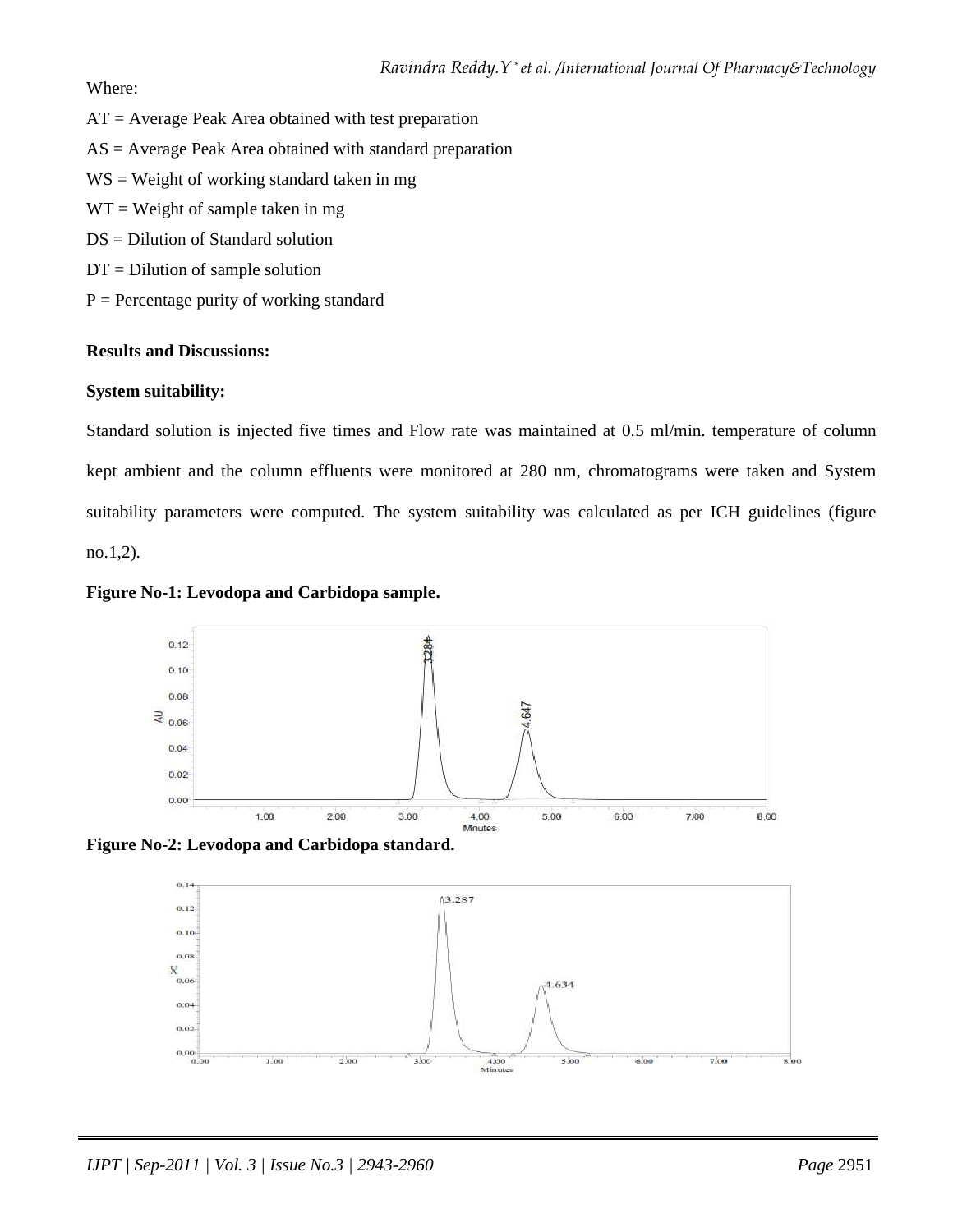Where:

AT = Average Peak Area obtained with test preparation

AS = Average Peak Area obtained with standard preparation

WS = Weight of working standard taken in mg

WT = Weight of sample taken in mg

DS = Dilution of Standard solution

DT = Dilution of sample solution

P = Percentage purity of working standard

**Results and Discussions:**

**System suitability:**

Standard solution is injected five times and Flow rate was maintained at 0.5 ml/min. temperature of column kept ambient and the column effluents were monitored at 280 nm, chromatograms were taken and System suitability parameters were computed. The system suitability was calculated as per ICH guidelines (figure no.1,2).

**Figure No-1: Levodopa and Carbidopa sample.**

**Figure No-2: Levodopa and Carbidopa standard.**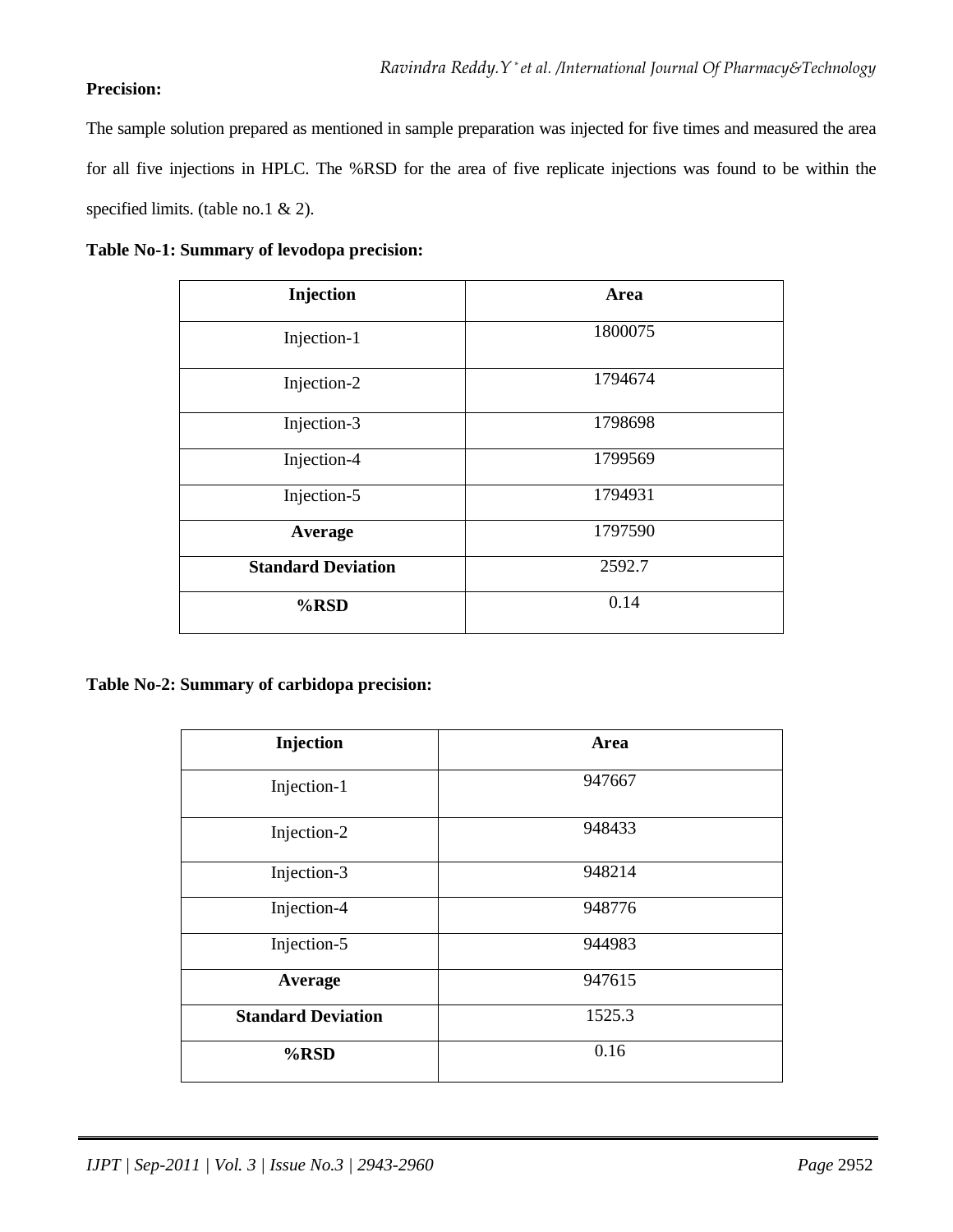**Precision:**

The sample solution prepared as mentioned in sample preparation was injected for five times and measured the area for all five injections in HPLC. The %RSD for the area of five replicate injections was found to be within the specified limits. (table no.1 & 2).

**Table No-1: Summary of levodopa precision:**

| Injection | Area |
|---|---|
| Injection-1 | 1800075 |
| Injection-2 | 1794674 |
| Injection-3 | 1798698 |
| Injection-4 | 1799569 |
| Injection-5 | 1794931 |
| **Average** | 1797590 |
| **Standard Deviation** | 2592.7 |
| **%RSD** | 0.14 |

**Table No-2: Summary of carbidopa precision:**

| Injection | Area |
|---|---|
| Injection-1 | 947667 |
| Injection-2 | 948433 |
| Injection-3 | 948214 |
| Injection-4 | 948776 |
| Injection-5 | 944983 |
| **Average** | 947615 |
| **Standard Deviation** | 1525.3 |
| **%RSD** | 0.16 |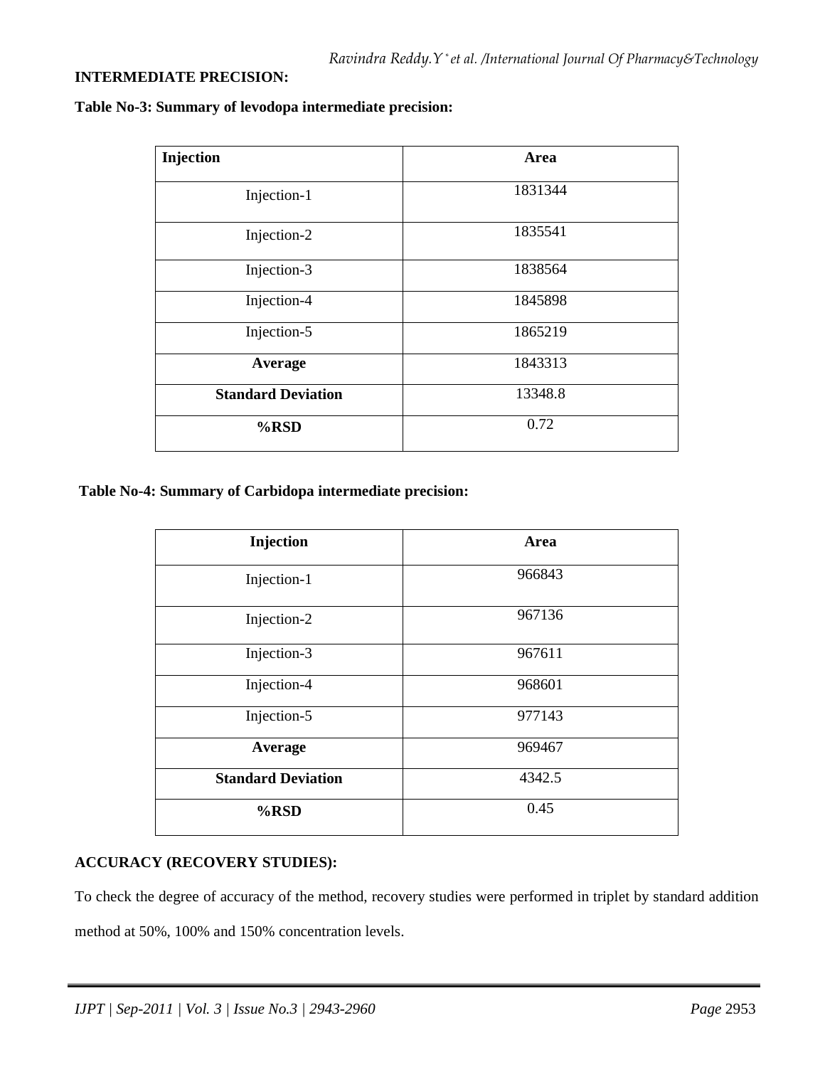## INTERMEDIATE PRECISION:

**Table No-3: Summary of levodopa intermediate precision:**

| Injection | Area |
|---|---|
| Injection-1 | 1831344 |
| Injection-2 | 1835541 |
| Injection-3 | 1838564 |
| Injection-4 | 1845898 |
| Injection-5 | 1865219 |
| **Average** | 1843313 |
| **Standard Deviation** | 13348.8 |
| **%RSD** | 0.72 |

**Table No-4: Summary of Carbidopa intermediate precision:**

| Injection | Area |
|---|---|
| Injection-1 | 966843 |
| Injection-2 | 967136 |
| Injection-3 | 967611 |
| Injection-4 | 968601 |
| Injection-5 | 977143 |
| **Average** | 969467 |
| **Standard Deviation** | 4342.5 |
| **%RSD** | 0.45 |

## ACCURACY (RECOVERY STUDIES):

To check the degree of accuracy of the method, recovery studies were performed in triplet by standard addition method at 50%, 100% and 150% concentration levels.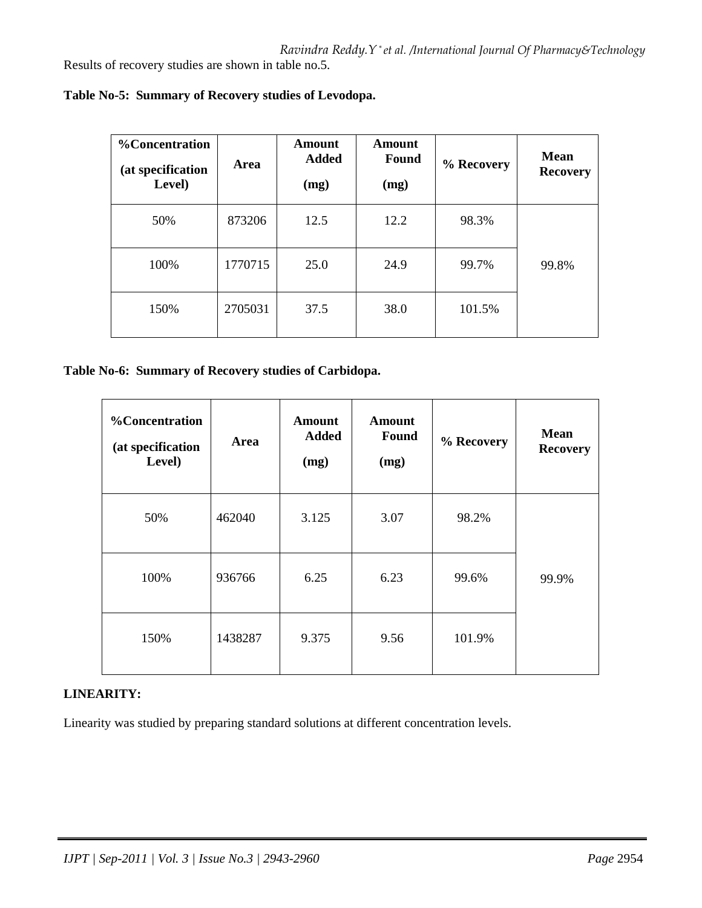Results of recovery studies are shown in table no.5.

**Table No-5: Summary of Recovery studies of Levodopa.**

| %Concentration (at specification Level) | Area | Amount Added (mg) | Amount Found (mg) | % Recovery | Mean Recovery |
|---|---|---|---|---|---|
| 50% | 873206 | 12.5 | 12.2 | 98.3% | 99.8% |
| 100% | 1770715 | 25.0 | 24.9 | 99.7% | |
| 150% | 2705031 | 37.5 | 38.0 | 101.5% | |

**Table No-6: Summary of Recovery studies of Carbidopa.**

| %Concentration (at specification Level) | Area | Amount Added (mg) | Amount Found (mg) | % Recovery | Mean Recovery |
|---|---|---|---|---|---|
| 50% | 462040 | 3.125 | 3.07 | 98.2% | 99.9% |
| 100% | 936766 | 6.25 | 6.23 | 99.6% | |
| 150% | 1438287 | 9.375 | 9.56 | 101.9% | |

**LINEARITY:**

Linearity was studied by preparing standard solutions at different concentration levels.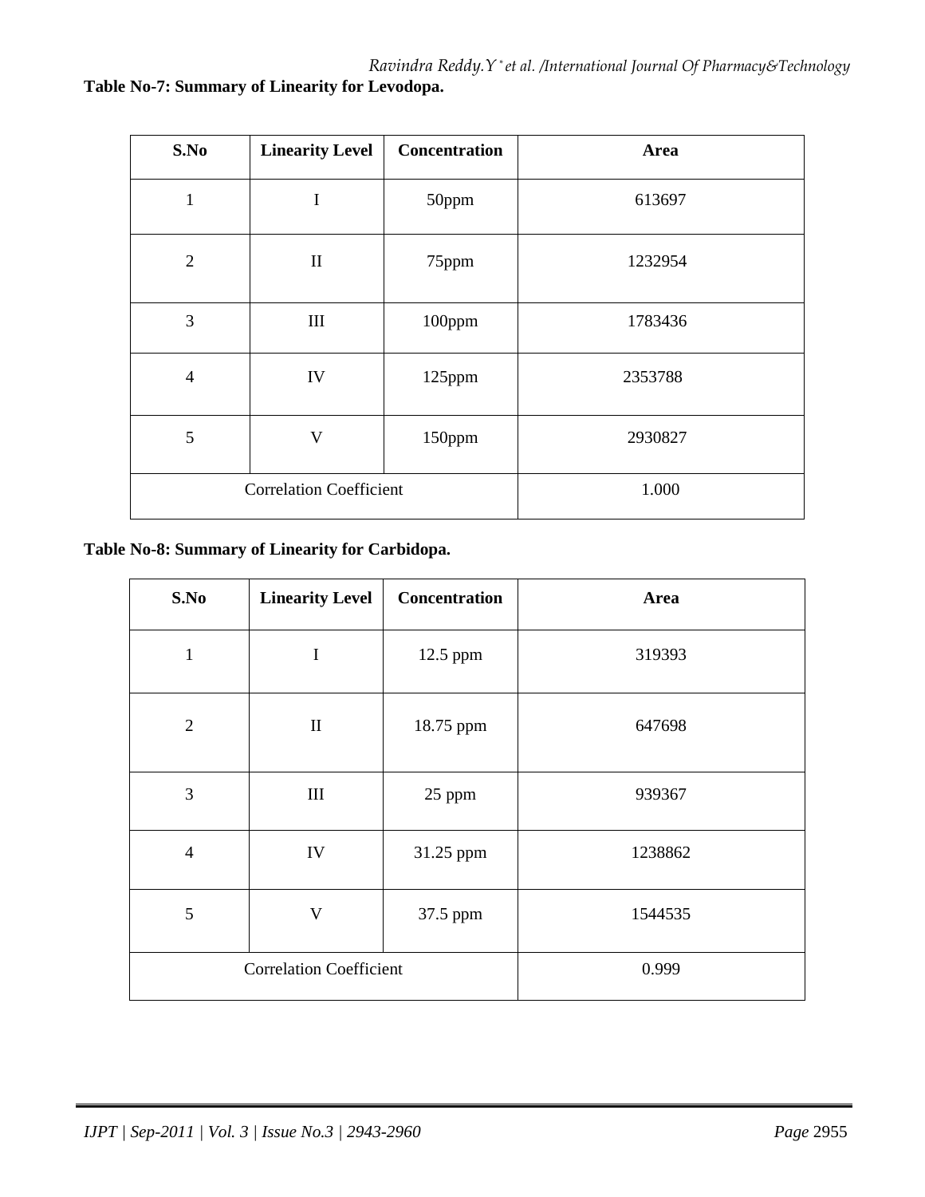**Table No-7: Summary of Linearity for Levodopa.**

| S.No | Linearity Level | Concentration | Area |
|---|---|---|---|
| 1 | I | 50ppm | 613697 |
| 2 | II | 75ppm | 1232954 |
| 3 | III | 100ppm | 1783436 |
| 4 | IV | 125ppm | 2353788 |
| 5 | V | 150ppm | 2930827 |
| Correlation Coefficient | | | 1.000 |

**Table No-8: Summary of Linearity for Carbidopa.**

| S.No | Linearity Level | Concentration | Area |
|---|---|---|---|
| 1 | I | 12.5 ppm | 319393 |
| 2 | II | 18.75 ppm | 647698 |
| 3 | III | 25 ppm | 939367 |
| 4 | IV | 31.25 ppm | 1238862 |
| 5 | V | 37.5 ppm | 1544535 |
| Correlation Coefficient | | | 0.999 |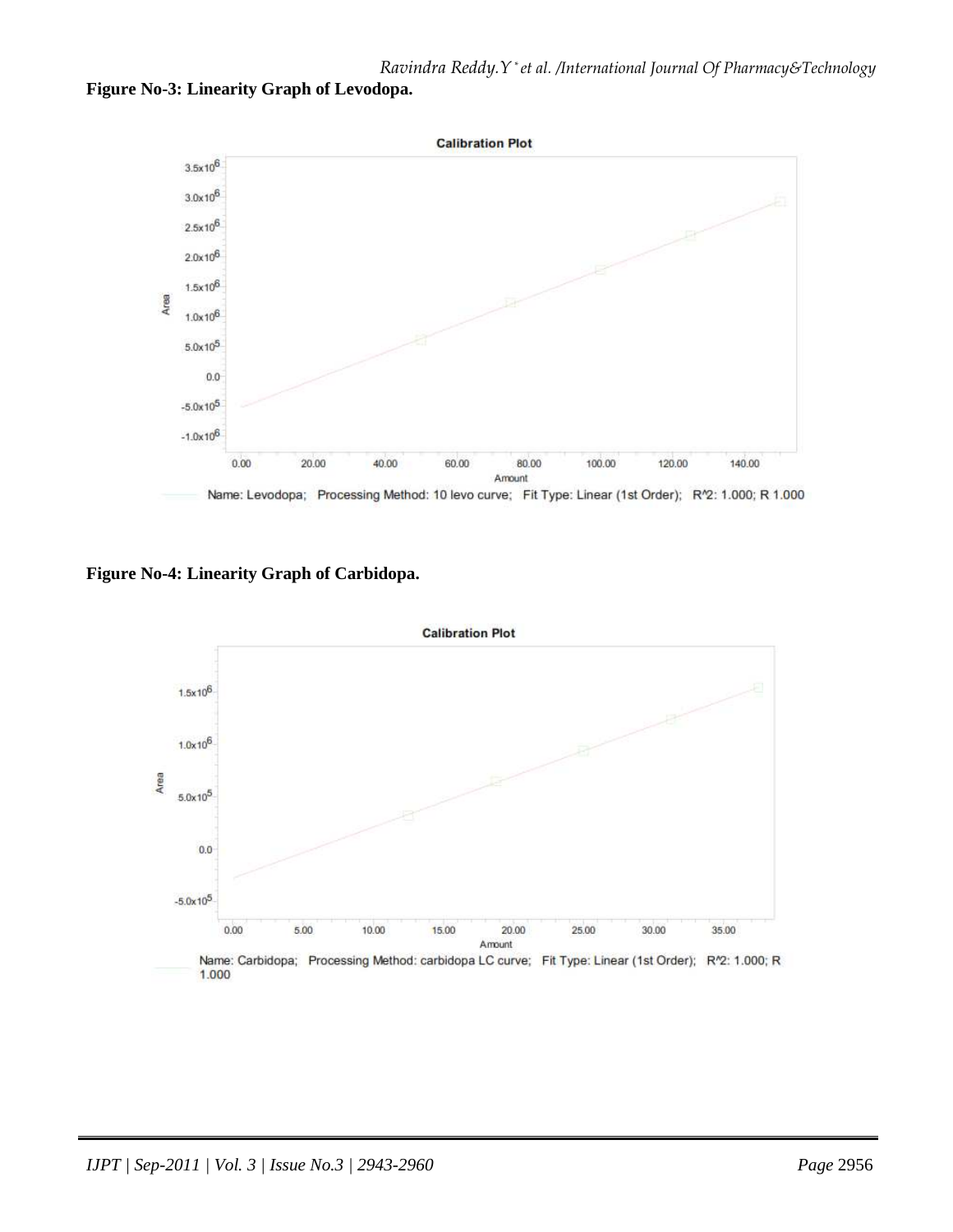**Figure No-3: Linearity Graph of Levodopa.**

Name: Levodopa; Processing Method: 10 levo curve; Fit Type: Linear (1st Order); R^2: 1.000; R 1.000

**Figure No-4: Linearity Graph of Carbidopa.**

Name: Carbidopa; Processing Method: carbidopa LC curve; Fit Type: Linear (1st Order); R^2: 1.000; R 1.000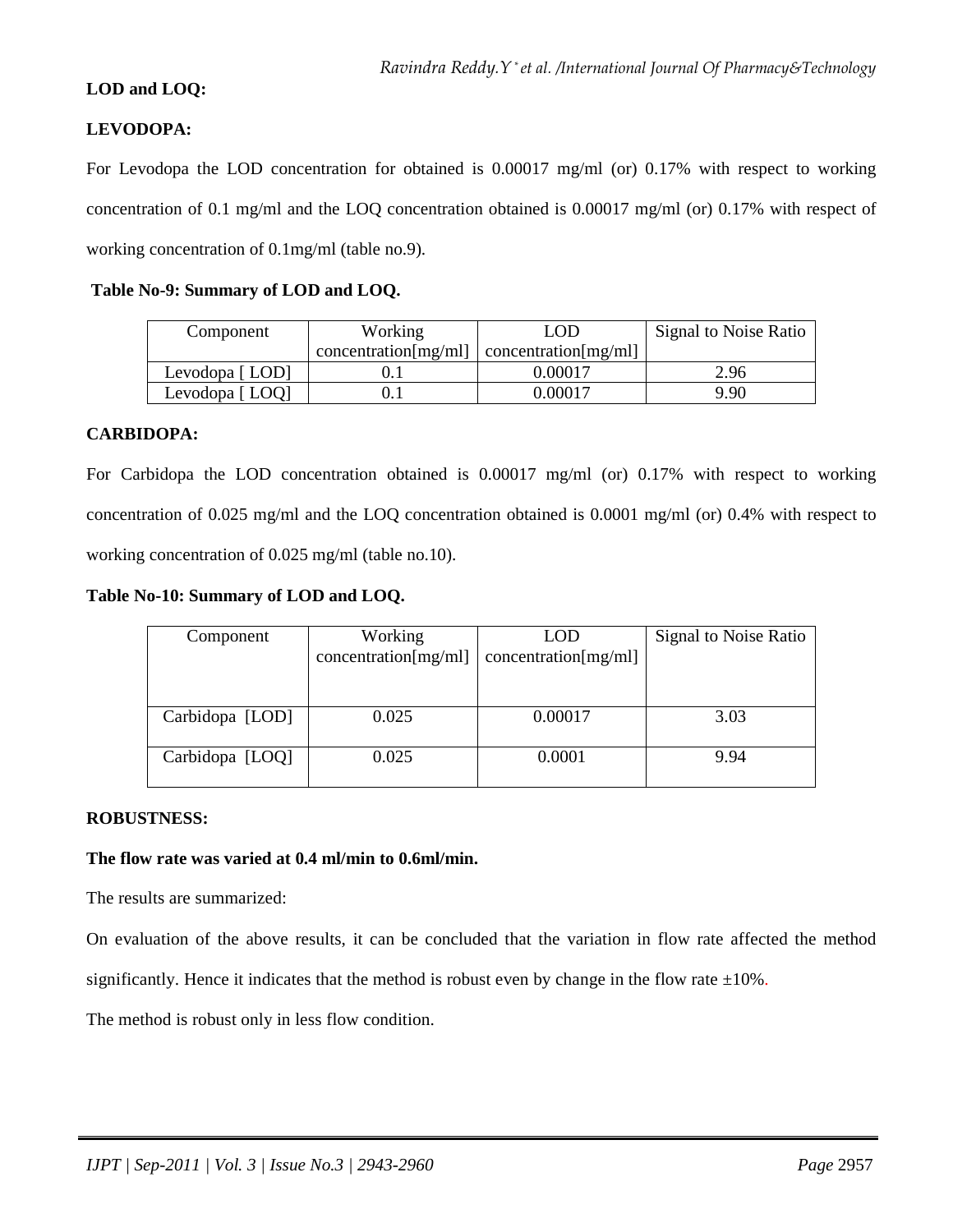**LOD and LOQ:**

**LEVODOPA:**

For Levodopa the LOD concentration for obtained is 0.00017 mg/ml (or) 0.17% with respect to working concentration of 0.1 mg/ml and the LOQ concentration obtained is 0.00017 mg/ml (or) 0.17% with respect of working concentration of 0.1mg/ml (table no.9).

**Table No-9: Summary of LOD and LOQ.**

| Component | Working concentration[mg/ml] | LOD concentration[mg/ml] | Signal to Noise Ratio |
|---|---|---|---|
| Levodopa [ LOD] | 0.1 | 0.00017 | 2.96 |
| Levodopa [ LOQ] | 0.1 | 0.00017 | 9.90 |

**CARBIDOPA:**

For Carbidopa the LOD concentration obtained is 0.00017 mg/ml (or) 0.17% with respect to working concentration of 0.025 mg/ml and the LOQ concentration obtained is 0.0001 mg/ml (or) 0.4% with respect to working concentration of 0.025 mg/ml (table no.10).

**Table No-10: Summary of LOD and LOQ.**

| Component | Working concentration[mg/ml] | LOD concentration[mg/ml] | Signal to Noise Ratio |
|---|---|---|---|
| Carbidopa [LOD] | 0.025 | 0.00017 | 3.03 |
| Carbidopa [LOQ] | 0.025 | 0.0001 | 9.94 |

**ROBUSTNESS:**

**The flow rate was varied at 0.4 ml/min to 0.6ml/min.**

The results are summarized:

On evaluation of the above results, it can be concluded that the variation in flow rate affected the method significantly. Hence it indicates that the method is robust even by change in the flow rate ±10%.

The method is robust only in less flow condition.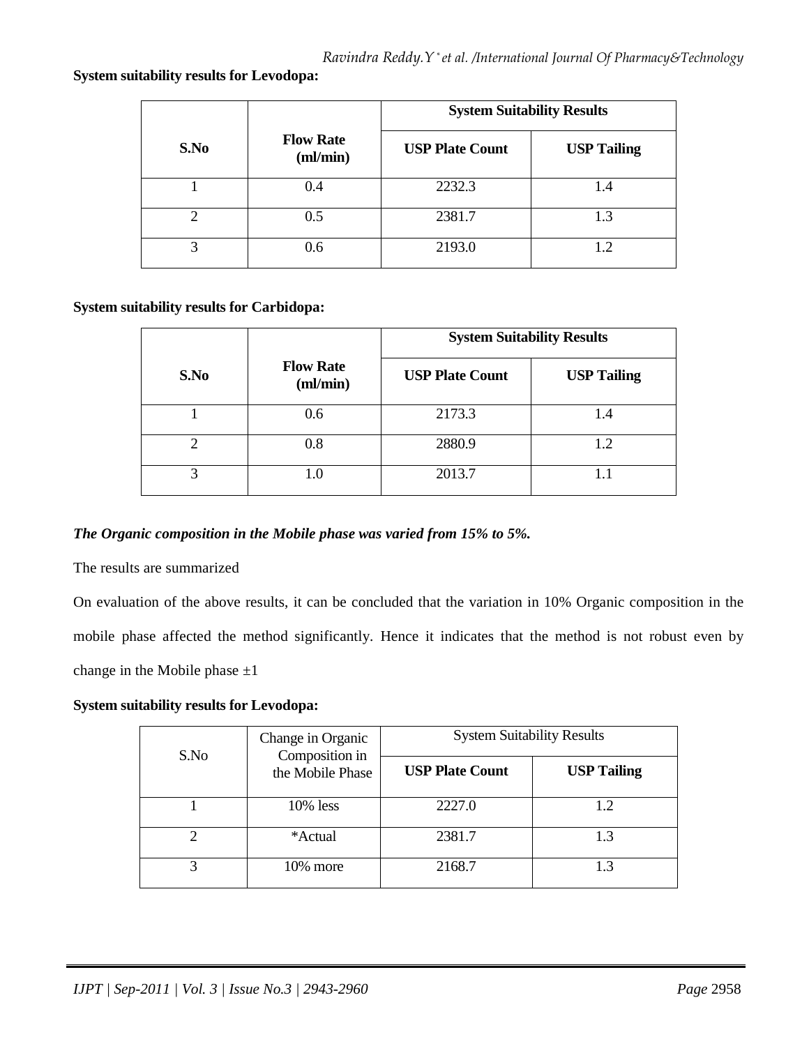**System suitability results for Levodopa:**

| S.No | Flow Rate (ml/min) | System Suitability Results | |
|---|---|---|---|
| | | USP Plate Count | USP Tailing |
| 1 | 0.4 | 2232.3 | 1.4 |
| 2 | 0.5 | 2381.7 | 1.3 |
| 3 | 0.6 | 2193.0 | 1.2 |

**System suitability results for Carbidopa:**

| S.No | Flow Rate (ml/min) | System Suitability Results | |
|---|---|---|---|
| | | USP Plate Count | USP Tailing |
| 1 | 0.6 | 2173.3 | 1.4 |
| 2 | 0.8 | 2880.9 | 1.2 |
| 3 | 1.0 | 2013.7 | 1.1 |

***The Organic composition in the Mobile phase was varied from 15% to 5%.***

The results are summarized

On evaluation of the above results, it can be concluded that the variation in 10% Organic composition in the mobile phase affected the method significantly. Hence it indicates that the method is not robust even by change in the Mobile phase ±1

**System suitability results for Levodopa:**

| S.No | Change in Organic Composition in the Mobile Phase | System Suitability Results | |
|---|---|---|---|
| | | USP Plate Count | USP Tailing |
| 1 | 10% less | 2227.0 | 1.2 |
| 2 | *Actual | 2381.7 | 1.3 |
| 3 | 10% more | 2168.7 | 1.3 |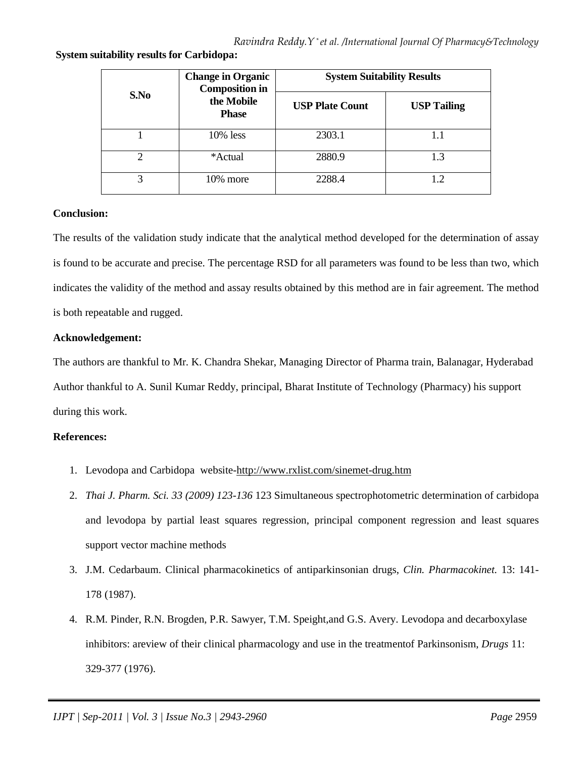**System suitability results for Carbidopa:**

| S.No | Change in Organic Composition in the Mobile Phase | System Suitability Results | |
|---|---|---|---|
| | | USP Plate Count | USP Tailing |
| 1 | 10% less | 2303.1 | 1.1 |
| 2 | *Actual | 2880.9 | 1.3 |
| 3 | 10% more | 2288.4 | 1.2 |

**Conclusion:**

The results of the validation study indicate that the analytical method developed for the determination of assay is found to be accurate and precise. The percentage RSD for all parameters was found to be less than two, which indicates the validity of the method and assay results obtained by this method are in fair agreement. The method is both repeatable and rugged.

**Acknowledgement:**

The authors are thankful to Mr. K. Chandra Shekar, Managing Director of Pharma train, Balanagar, Hyderabad Author thankful to A. Sunil Kumar Reddy, principal, Bharat Institute of Technology (Pharmacy) his support during this work.

**References:**

1. Levodopa and Carbidopa website-http://www.rxlist.com/sinemet-drug.htm
2. *Thai J. Pharm. Sci. 33 (2009) 123-136* 123 Simultaneous spectrophotometric determination of carbidopa and levodopa by partial least squares regression, principal component regression and least squares support vector machine methods
3. J.M. Cedarbaum. Clinical pharmacokinetics of antiparkinsonian drugs, *Clin. Pharmacokinet.* 13: 141-178 (1987).
4. R.M. Pinder, R.N. Brogden, P.R. Sawyer, T.M. Speight,and G.S. Avery. Levodopa and decarboxylase inhibitors: areview of their clinical pharmacology and use in the treatmentof Parkinsonism, *Drugs* 11: 329-377 (1976).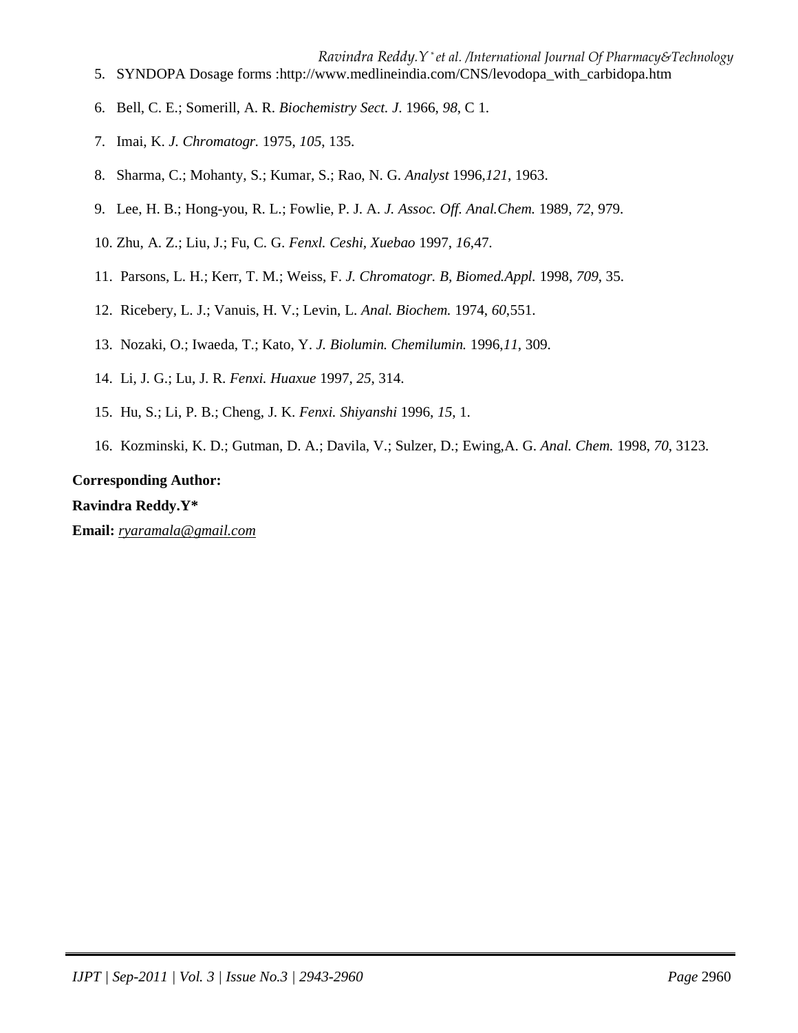5. SYNDOPA Dosage forms :http://www.medlineindia.com/CNS/levodopa_with_carbidopa.htm

6. Bell, C. E.; Somerill, A. R. *Biochemistry Sect. J*. 1966, *98*, C 1.

7. Imai, K. *J. Chromatogr.* 1975, *105*, 135.

8. Sharma, C.; Mohanty, S.; Kumar, S.; Rao, N. G. *Analyst* 1996,*121*, 1963.

9. Lee, H. B.; Hong-you, R. L.; Fowlie, P. J. A. *J. Assoc. Off. Anal.Chem.* 1989, *72*, 979.

10. Zhu, A. Z.; Liu, J.; Fu, C. G. *Fenxl. Ceshi, Xuebao* 1997, *16*,47.

11. Parsons, L. H.; Kerr, T. M.; Weiss, F. *J. Chromatogr. B, Biomed.Appl.* 1998, *709*, 35.

12. Ricebery, L. J.; Vanuis, H. V.; Levin, L. *Anal. Biochem.* 1974, *60*,551.

13. Nozaki, O.; Iwaeda, T.; Kato, Y. *J. Biolumin. Chemilumin.* 1996,*11*, 309.

14. Li, J. G.; Lu, J. R. *Fenxi. Huaxue* 1997, *25*, 314.

15. Hu, S.; Li, P. B.; Cheng, J. K. *Fenxi. Shiyanshi* 1996, *15*, 1.

16. Kozminski, K. D.; Gutman, D. A.; Davila, V.; Sulzer, D.; Ewing,A. G. *Anal. Chem.* 1998, *70*, 3123.

**Corresponding Author:**

**Ravindra Reddy.Y***

**Email:** *ryaramala@gmail.com*